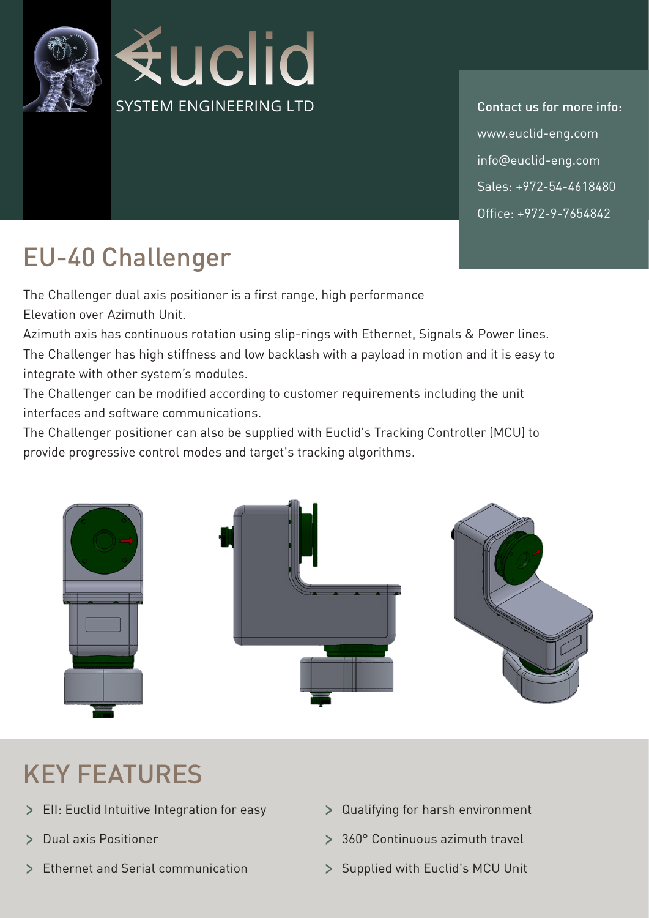# Euclid

SYSTEM ENGINEERING LTD

**Contact us for more info:**

www.euclid-eng.com

info@euclid-eng.com

Sales: +972-54-4618480

Office: +972-9-7654842

## EU-40 Challenger

The Challenger dual axis positioner is a first range, high performance Elevation over Azimuth Unit.

Azimuth axis has continuous rotation using slip-rings with Ethernet, Signals & Power lines.

The Challenger has high stiffness and low backlash with a payload in motion and it is easy to integrate with other system's modules.

The Challenger can be modified according to customer requirements including the unit interfaces and software communications.

The Challenger positioner can also be supplied with Euclid's Tracking Controller (MCU) to provide progressive control modes and target's tracking algorithms.

## KEY FEATURES

- EII: Euclid Intuitive Integration for easy
- Dual axis Positioner
- Ethernet and Serial communication
- Qualifying for harsh environment
- 360° Continuous azimuth travel
- Supplied with Euclid's MCU Unit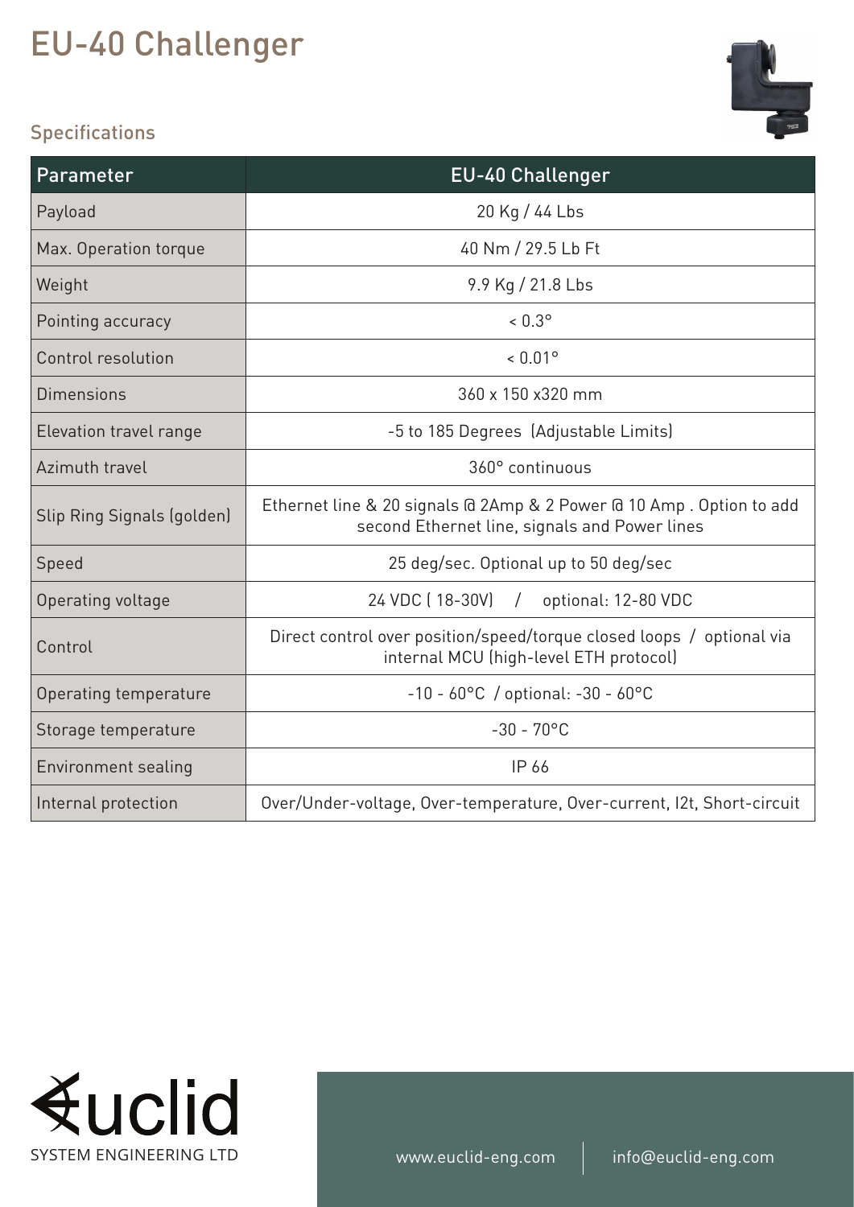# EU-40 Challenger

## Specifications

| Parameter | EU-40 Challenger |
|---|---|
| Payload | 20 Kg / 44 Lbs |
| Max. Operation torque | 40 Nm / 29.5 Lb Ft |
| Weight | 9.9 Kg / 21.8 Lbs |
| Pointing accuracy | < 0.3° |
| Control resolution | < 0.01° |
| Dimensions | 360 x 150 x320 mm |
| Elevation travel range | -5 to 185 Degrees (Adjustable Limits) |
| Azimuth travel | 360° continuous |
| Slip Ring Signals (golden) | Ethernet line & 20 signals @ 2Amp & 2 Power @ 10 Amp . Option to add second Ethernet line, signals and Power lines |
| Speed | 25 deg/sec. Optional up to 50 deg/sec |
| Operating voltage | 24 VDC ( 18-30V) / optional: 12-80 VDC |
| Control | Direct control over position/speed/torque closed loops / optional via internal MCU (high-level ETH protocol) |
| Operating temperature | -10 - 60°C / optional: -30 - 60°C |
| Storage temperature | -30 - 70°C |
| Environment sealing | IP 66 |
| Internal protection | Over/Under-voltage, Over-temperature, Over-current, I2t, Short-circuit |

Euclid
SYSTEM ENGINEERING LTD

www.euclid-eng.com | info@euclid-eng.com